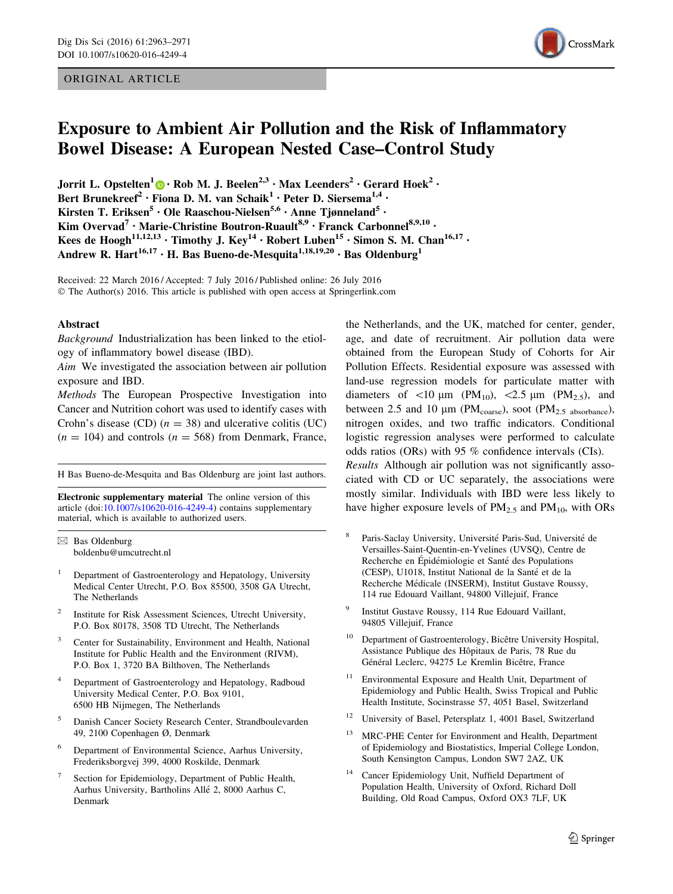ORIGINAL ARTICLE

# Exposure to Ambient Air Pollution and the Risk of Inflammatory Bowel Disease: A European Nested Case–Control Study

**Jorrit L. Opstelten[1] · Rob M. J. Beelen[2,3] · Max Leenders[2] · Gerard Hoek[2] · Bert Brunekreef[2] · Fiona D. M. van Schaik[1] · Peter D. Siersema[1,4] · Kirsten T. Eriksen[5] · Ole Raaschou-Nielsen[5,6] · Anne Tjønneland[5] · Kim Overvad[7] · Marie-Christine Boutron-Ruault[8,9] · Franck Carbonnel[8,9,10] · Kees de Hoogh[11,12,13] · Timothy J. Key[14] · Robert Luben[15] · Simon S. M. Chan[16,17] · Andrew R. Hart[16,17] · H. Bas Bueno-de-Mesquita[1,18,19,20] · Bas Oldenburg[1]**

Received: 22 March 2016 / Accepted: 7 July 2016 / Published online: 26 July 2016
© The Author(s) 2016. This article is published with open access at Springerlink.com

## Abstract

*Background* Industrialization has been linked to the etiology of inflammatory bowel disease (IBD).

*Aim* We investigated the association between air pollution exposure and IBD.

*Methods* The European Prospective Investigation into Cancer and Nutrition cohort was used to identify cases with Crohn's disease (CD) ($n = 38$) and ulcerative colitis (UC) ($n = 104$) and controls ($n = 568$) from Denmark, France, the Netherlands, and the UK, matched for center, gender, age, and date of recruitment. Air pollution data were obtained from the European Study of Cohorts for Air Pollution Effects. Residential exposure was assessed with land-use regression models for particulate matter with diameters of <10 μm ($PM_{10}$), <2.5 μm ($PM_{2.5}$), and between 2.5 and 10 μm ($PM_{coarse}$), soot ($PM_{2.5\ absorbance}$), nitrogen oxides, and two traffic indicators. Conditional logistic regression analyses were performed to calculate odds ratios (ORs) with 95 % confidence intervals (CIs).

*Results* Although air pollution was not significantly associated with CD or UC separately, the associations were mostly similar. Individuals with IBD were less likely to have higher exposure levels of $PM_{2.5}$ and $PM_{10}$, with ORs

---

H Bas Bueno-de-Mesquita and Bas Oldenburg are joint last authors.

**Electronic supplementary material** The online version of this article (doi:10.1007/s10620-016-4249-4) contains supplementary material, which is available to authorized users.

✉ Bas Oldenburg
boldenbu@umcutrecht.nl

[1] Department of Gastroenterology and Hepatology, University Medical Center Utrecht, P.O. Box 85500, 3508 GA Utrecht, The Netherlands

[2] Institute for Risk Assessment Sciences, Utrecht University, P.O. Box 80178, 3508 TD Utrecht, The Netherlands

[3] Center for Sustainability, Environment and Health, National Institute for Public Health and the Environment (RIVM), P.O. Box 1, 3720 BA Bilthoven, The Netherlands

[4] Department of Gastroenterology and Hepatology, Radboud University Medical Center, P.O. Box 9101, 6500 HB Nijmegen, The Netherlands

[5] Danish Cancer Society Research Center, Strandboulevarden 49, 2100 Copenhagen Ø, Denmark

[6] Department of Environmental Science, Aarhus University, Frederiksborgvej 399, 4000 Roskilde, Denmark

[7] Section for Epidemiology, Department of Public Health, Aarhus University, Bartholins Allé 2, 8000 Aarhus C, Denmark

[8] Paris-Saclay University, Université Paris-Sud, Université de Versailles-Saint-Quentin-en-Yvelines (UVSQ), Centre de Recherche en Épidémiologie et Santé des Populations (CESP), U1018, Institut National de la Santé et de la Recherche Médicale (INSERM), Institut Gustave Roussy, 114 rue Edouard Vaillant, 94800 Villejuif, France

[9] Institut Gustave Roussy, 114 Rue Edouard Vaillant, 94805 Villejuif, France

[10] Department of Gastroenterology, Bicêtre University Hospital, Assistance Publique des Hôpitaux de Paris, 78 Rue du Général Leclerc, 94275 Le Kremlin Bicêtre, France

[11] Environmental Exposure and Health Unit, Department of Epidemiology and Public Health, Swiss Tropical and Public Health Institute, Socinstrasse 57, 4051 Basel, Switzerland

[12] University of Basel, Petersplatz 1, 4001 Basel, Switzerland

[13] MRC-PHE Center for Environment and Health, Department of Epidemiology and Biostatistics, Imperial College London, South Kensington Campus, London SW7 2AZ, UK

[14] Cancer Epidemiology Unit, Nuffield Department of Population Health, University of Oxford, Richard Doll Building, Old Road Campus, Oxford OX3 7LF, UK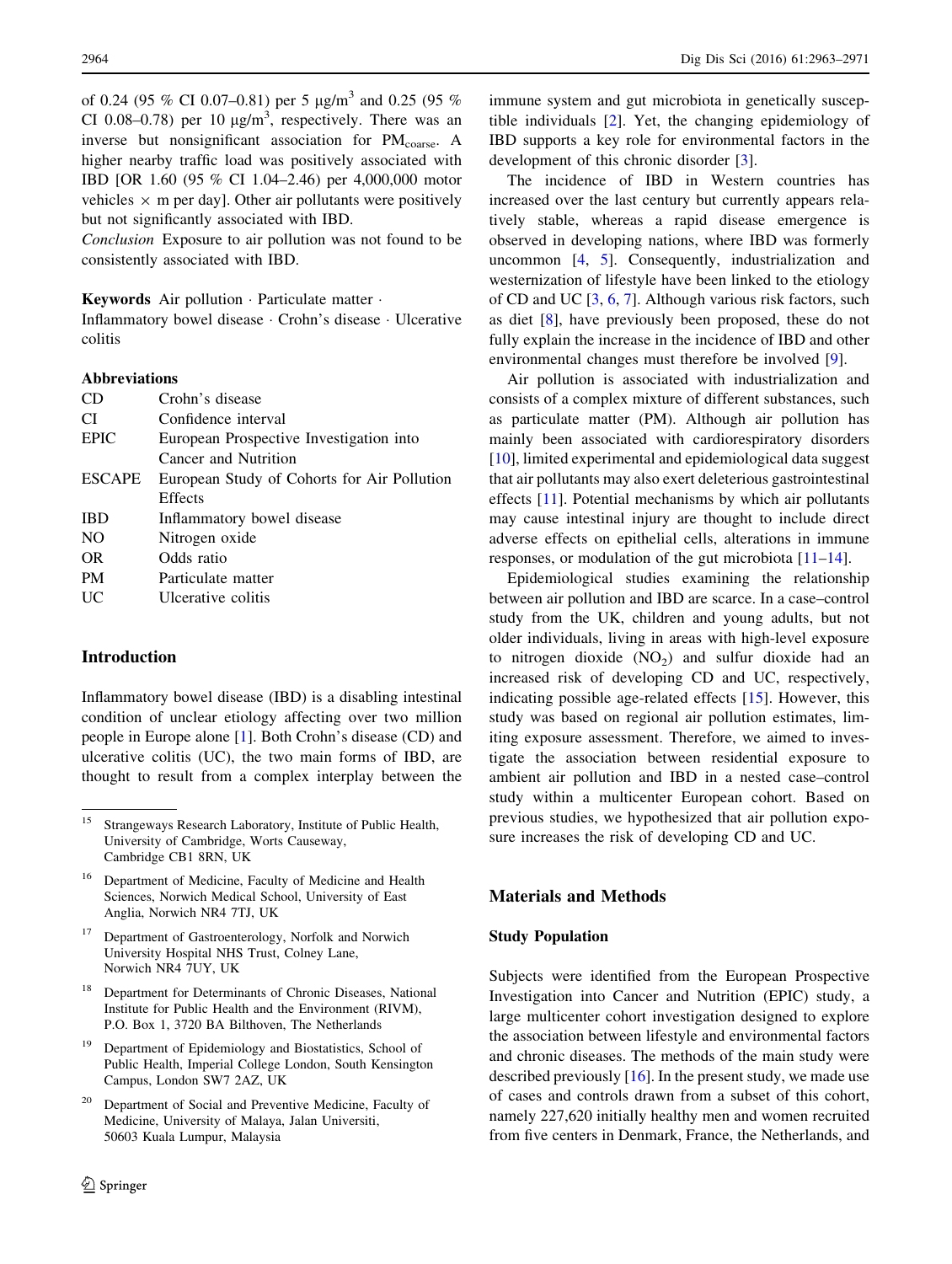of 0.24 (95 % CI 0.07–0.81) per 5 μg/m$^3$ and 0.25 (95 % CI 0.08–0.78) per 10 μg/m$^3$, respectively. There was an inverse but nonsignificant association for $PM_{coarse}$. A higher nearby traffic load was positively associated with IBD [OR 1.60 (95 % CI 1.04–2.46) per 4,000,000 motor vehicles × m per day]. Other air pollutants were positively but not significantly associated with IBD.

*Conclusion* Exposure to air pollution was not found to be consistently associated with IBD.

**Keywords** Air pollution · Particulate matter · Inflammatory bowel disease · Crohn's disease · Ulcerative colitis

**Abbreviations**

| | |
|---|---|
| CD | Crohn's disease |
| CI | Confidence interval |
| EPIC | European Prospective Investigation into Cancer and Nutrition |
| ESCAPE | European Study of Cohorts for Air Pollution Effects |
| IBD | Inflammatory bowel disease |
| NO | Nitrogen oxide |
| OR | Odds ratio |
| PM | Particulate matter |
| UC | Ulcerative colitis |

## Introduction

Inflammatory bowel disease (IBD) is a disabling intestinal condition of unclear etiology affecting over two million people in Europe alone [1]. Both Crohn's disease (CD) and ulcerative colitis (UC), the two main forms of IBD, are thought to result from a complex interplay between the immune system and gut microbiota in genetically susceptible individuals [2]. Yet, the changing epidemiology of IBD supports a key role for environmental factors in the development of this chronic disorder [3].

The incidence of IBD in Western countries has increased over the last century but currently appears relatively stable, whereas a rapid disease emergence is observed in developing nations, where IBD was formerly uncommon [4, 5]. Consequently, industrialization and westernization of lifestyle have been linked to the etiology of CD and UC [3, 6, 7]. Although various risk factors, such as diet [8], have previously been proposed, these do not fully explain the increase in the incidence of IBD and other environmental changes must therefore be involved [9].

Air pollution is associated with industrialization and consists of a complex mixture of different substances, such as particulate matter (PM). Although air pollution has mainly been associated with cardiorespiratory disorders [10], limited experimental and epidemiological data suggest that air pollutants may also exert deleterious gastrointestinal effects [11]. Potential mechanisms by which air pollutants may cause intestinal injury are thought to include direct adverse effects on epithelial cells, alterations in immune responses, or modulation of the gut microbiota [11–14].

Epidemiological studies examining the relationship between air pollution and IBD are scarce. In a case–control study from the UK, children and young adults, but not older individuals, living in areas with high-level exposure to nitrogen dioxide ($NO_2$) and sulfur dioxide had an increased risk of developing CD and UC, respectively, indicating possible age-related effects [15]. However, this study was based on regional air pollution estimates, limiting exposure assessment. Therefore, we aimed to investigate the association between residential exposure to ambient air pollution and IBD in a nested case–control study within a multicenter European cohort. Based on previous studies, we hypothesized that air pollution exposure increases the risk of developing CD and UC.

## Materials and Methods

### Study Population

Subjects were identified from the European Prospective Investigation into Cancer and Nutrition (EPIC) study, a large multicenter cohort investigation designed to explore the association between lifestyle and environmental factors and chronic diseases. The methods of the main study were described previously [16]. In the present study, we made use of cases and controls drawn from a subset of this cohort, namely 227,620 initially healthy men and women recruited from five centers in Denmark, France, the Netherlands, and

---

[15] Strangeways Research Laboratory, Institute of Public Health, University of Cambridge, Worts Causeway, Cambridge CB1 8RN, UK

[16] Department of Medicine, Faculty of Medicine and Health Sciences, Norwich Medical School, University of East Anglia, Norwich NR4 7TJ, UK

[17] Department of Gastroenterology, Norfolk and Norwich University Hospital NHS Trust, Colney Lane, Norwich NR4 7UY, UK

[18] Department for Determinants of Chronic Diseases, National Institute for Public Health and the Environment (RIVM), P.O. Box 1, 3720 BA Bilthoven, The Netherlands

[19] Department of Epidemiology and Biostatistics, School of Public Health, Imperial College London, South Kensington Campus, London SW7 2AZ, UK

[20] Department of Social and Preventive Medicine, Faculty of Medicine, University of Malaya, Jalan Universiti, 50603 Kuala Lumpur, Malaysia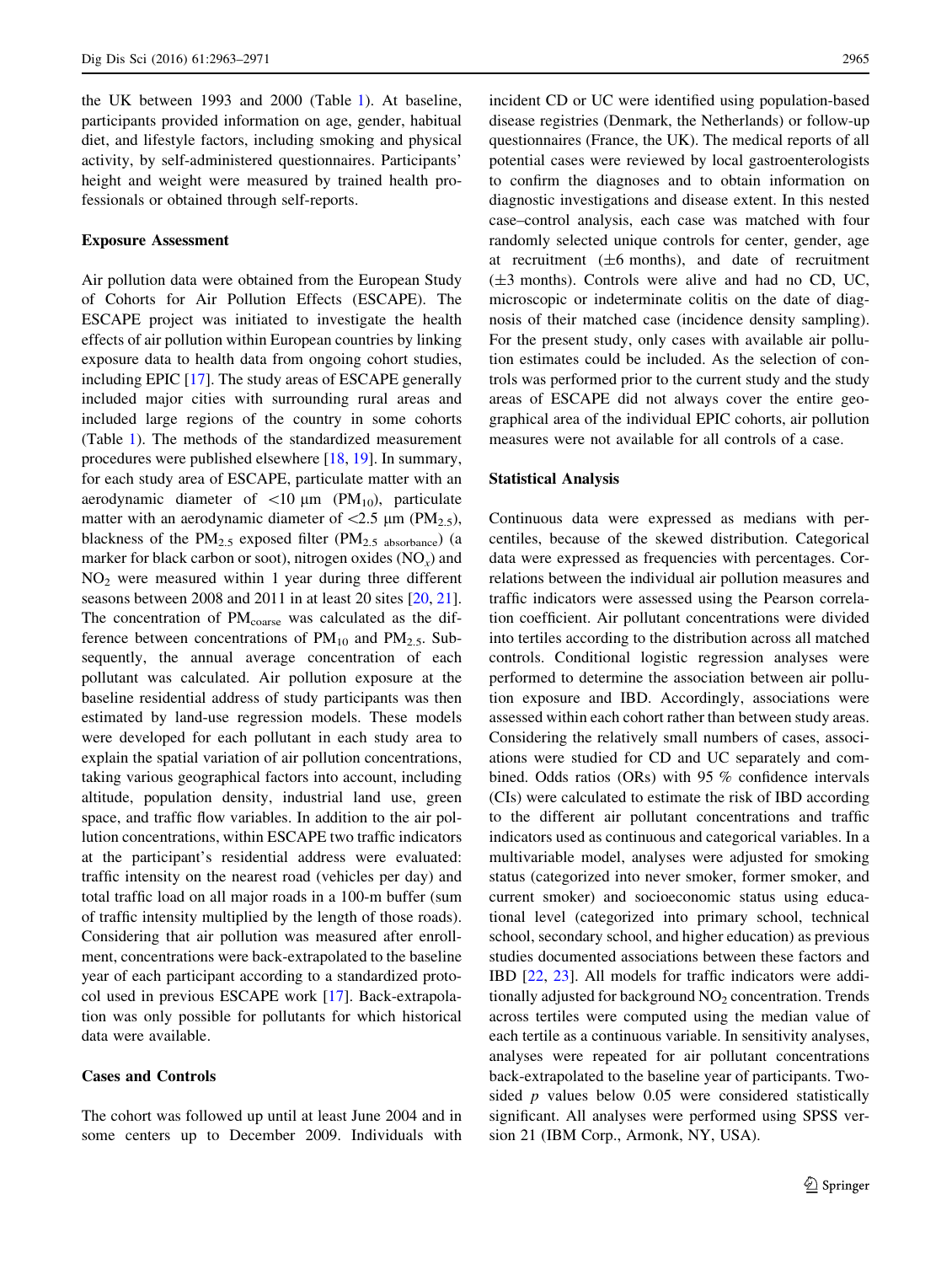the UK between 1993 and 2000 (Table 1). At baseline, participants provided information on age, gender, habitual diet, and lifestyle factors, including smoking and physical activity, by self-administered questionnaires. Participants' height and weight were measured by trained health professionals or obtained through self-reports.

### Exposure Assessment

Air pollution data were obtained from the European Study of Cohorts for Air Pollution Effects (ESCAPE). The ESCAPE project was initiated to investigate the health effects of air pollution within European countries by linking exposure data to health data from ongoing cohort studies, including EPIC [17]. The study areas of ESCAPE generally included major cities with surrounding rural areas and included large regions of the country in some cohorts (Table 1). The methods of the standardized measurement procedures were published elsewhere [18, 19]. In summary, for each study area of ESCAPE, particulate matter with an aerodynamic diameter of <10 µm ($PM_{10}$), particulate matter with an aerodynamic diameter of <2.5 µm ($PM_{2.5}$), blackness of the $PM_{2.5}$ exposed filter ($PM_{2.5\ absorbance}$) (a marker for black carbon or soot), nitrogen oxides ($NO_x$) and $NO_2$ were measured within 1 year during three different seasons between 2008 and 2011 in at least 20 sites [20, 21]. The concentration of $PM_{coarse}$ was calculated as the difference between concentrations of $PM_{10}$ and $PM_{2.5}$. Subsequently, the annual average concentration of each pollutant was calculated. Air pollution exposure at the baseline residential address of study participants was then estimated by land-use regression models. These models were developed for each pollutant in each study area to explain the spatial variation of air pollution concentrations, taking various geographical factors into account, including altitude, population density, industrial land use, green space, and traffic flow variables. In addition to the air pollution concentrations, within ESCAPE two traffic indicators at the participant's residential address were evaluated: traffic intensity on the nearest road (vehicles per day) and total traffic load on all major roads in a 100-m buffer (sum of traffic intensity multiplied by the length of those roads). Considering that air pollution was measured after enrollment, concentrations were back-extrapolated to the baseline year of each participant according to a standardized protocol used in previous ESCAPE work [17]. Back-extrapolation was only possible for pollutants for which historical data were available.

### Cases and Controls

The cohort was followed up until at least June 2004 and in some centers up to December 2009. Individuals with incident CD or UC were identified using population-based disease registries (Denmark, the Netherlands) or follow-up questionnaires (France, the UK). The medical reports of all potential cases were reviewed by local gastroenterologists to confirm the diagnoses and to obtain information on diagnostic investigations and disease extent. In this nested case–control analysis, each case was matched with four randomly selected unique controls for center, gender, age at recruitment (±6 months), and date of recruitment (±3 months). Controls were alive and had no CD, UC, microscopic or indeterminate colitis on the date of diagnosis of their matched case (incidence density sampling). For the present study, only cases with available air pollution estimates could be included. As the selection of controls was performed prior to the current study and the study areas of ESCAPE did not always cover the entire geographical area of the individual EPIC cohorts, air pollution measures were not available for all controls of a case.

### Statistical Analysis

Continuous data were expressed as medians with percentiles, because of the skewed distribution. Categorical data were expressed as frequencies with percentages. Correlations between the individual air pollution measures and traffic indicators were assessed using the Pearson correlation coefficient. Air pollutant concentrations were divided into tertiles according to the distribution across all matched controls. Conditional logistic regression analyses were performed to determine the association between air pollution exposure and IBD. Accordingly, associations were assessed within each cohort rather than between study areas. Considering the relatively small numbers of cases, associations were studied for CD and UC separately and combined. Odds ratios (ORs) with 95 % confidence intervals (CIs) were calculated to estimate the risk of IBD according to the different air pollutant concentrations and traffic indicators used as continuous and categorical variables. In a multivariable model, analyses were adjusted for smoking status (categorized into never smoker, former smoker, and current smoker) and socioeconomic status using educational level (categorized into primary school, technical school, secondary school, and higher education) as previous studies documented associations between these factors and IBD [22, 23]. All models for traffic indicators were additionally adjusted for background $NO_2$ concentration. Trends across tertiles were computed using the median value of each tertile as a continuous variable. In sensitivity analyses, analyses were repeated for air pollutant concentrations back-extrapolated to the baseline year of participants. Two-sided $p$ values below 0.05 were considered statistically significant. All analyses were performed using SPSS version 21 (IBM Corp., Armonk, NY, USA).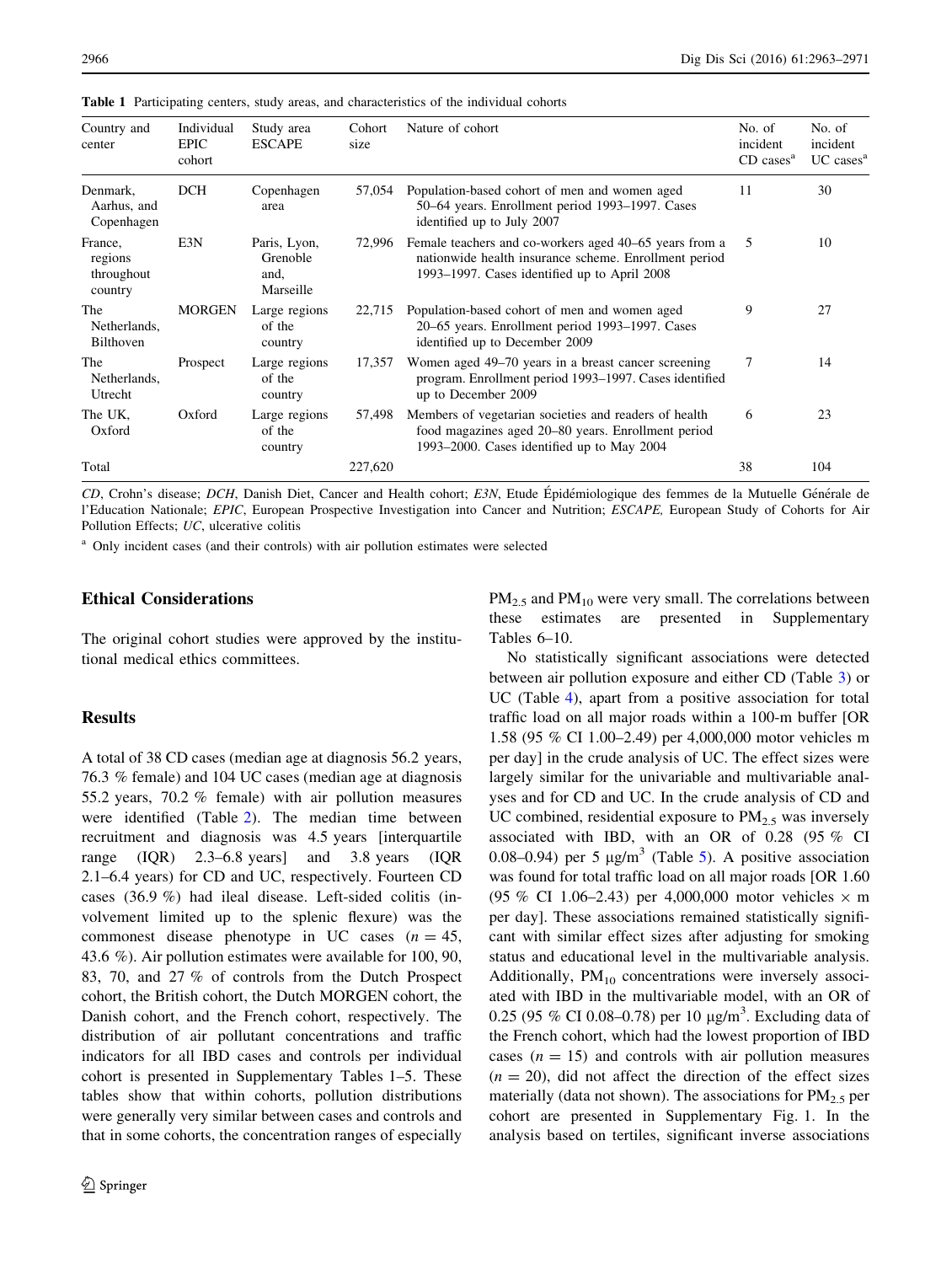**Table 1** Participating centers, study areas, and characteristics of the individual cohorts

| Country and center | Individual EPIC cohort | Study area ESCAPE | Cohort size | Nature of cohort | No. of incident CD cases[a] | No. of incident UC cases[a] |
|---|---|---|---|---|---|---|
| Denmark, Aarhus, and Copenhagen | DCH | Copenhagen area | 57,054 | Population-based cohort of men and women aged 50–64 years. Enrollment period 1993–1997. Cases identified up to July 2007 | 11 | 30 |
| France, regions throughout country | E3N | Paris, Lyon, Grenoble and, Marseille | 72,996 | Female teachers and co-workers aged 40–65 years from a nationwide health insurance scheme. Enrollment period 1993–1997. Cases identified up to April 2008 | 5 | 10 |
| The Netherlands, Bilthoven | MORGEN | Large regions of the country | 22,715 | Population-based cohort of men and women aged 20–65 years. Enrollment period 1993–1997. Cases identified up to December 2009 | 9 | 27 |
| The Netherlands, Utrecht | Prospect | Large regions of the country | 17,357 | Women aged 49–70 years in a breast cancer screening program. Enrollment period 1993–1997. Cases identified up to December 2009 | 7 | 14 |
| The UK, Oxford | Oxford | Large regions of the country | 57,498 | Members of vegetarian societies and readers of health food magazines aged 20–80 years. Enrollment period 1993–2000. Cases identified up to May 2004 | 6 | 23 |
| Total | | | 227,620 | | 38 | 104 |

*CD*, Crohn's disease; *DCH*, Danish Diet, Cancer and Health cohort; *E3N*, Etude Épidémiologique des femmes de la Mutuelle Générale de l'Education Nationale; *EPIC*, European Prospective Investigation into Cancer and Nutrition; *ESCAPE*, European Study of Cohorts for Air Pollution Effects; *UC*, ulcerative colitis

[a] Only incident cases (and their controls) with air pollution estimates were selected

## Ethical Considerations

The original cohort studies were approved by the institutional medical ethics committees.

## Results

A total of 38 CD cases (median age at diagnosis 56.2 years, 76.3 % female) and 104 UC cases (median age at diagnosis 55.2 years, 70.2 % female) with air pollution measures were identified (Table 2). The median time between recruitment and diagnosis was 4.5 years [interquartile range (IQR) 2.3–6.8 years] and 3.8 years (IQR 2.1–6.4 years) for CD and UC, respectively. Fourteen CD cases (36.9 %) had ileal disease. Left-sided colitis (involvement limited up to the splenic flexure) was the commonest disease phenotype in UC cases ($n = 45$, 43.6 %). Air pollution estimates were available for 100, 90, 83, 70, and 27 % of controls from the Dutch Prospect cohort, the British cohort, the Dutch MORGEN cohort, the Danish cohort, and the French cohort, respectively. The distribution of air pollutant concentrations and traffic indicators for all IBD cases and controls per individual cohort is presented in Supplementary Tables 1–5. These tables show that within cohorts, pollution distributions were generally very similar between cases and controls and that in some cohorts, the concentration ranges of especially $PM_{2.5}$ and $PM_{10}$ were very small. The correlations between these estimates are presented in Supplementary Tables 6–10.

No statistically significant associations were detected between air pollution exposure and either CD (Table 3) or UC (Table 4), apart from a positive association for total traffic load on all major roads within a 100-m buffer [OR 1.58 (95 % CI 1.00–2.49) per 4,000,000 motor vehicles m per day] in the crude analysis of UC. The effect sizes were largely similar for the univariable and multivariable analyses and for CD and UC. In the crude analysis of CD and UC combined, residential exposure to $PM_{2.5}$ was inversely associated with IBD, with an OR of 0.28 (95 % CI 0.08–0.94) per 5 $\mu g/m^3$ (Table 5). A positive association was found for total traffic load on all major roads [OR 1.60 (95 % CI 1.06–2.43) per 4,000,000 motor vehicles × m per day]. These associations remained statistically significant with similar effect sizes after adjusting for smoking status and educational level in the multivariable analysis. Additionally, $PM_{10}$ concentrations were inversely associated with IBD in the multivariable model, with an OR of 0.25 (95 % CI 0.08–0.78) per 10 $\mu g/m^3$. Excluding data of the French cohort, which had the lowest proportion of IBD cases ($n = 15$) and controls with air pollution measures ($n = 20$), did not affect the direction of the effect sizes materially (data not shown). The associations for $PM_{2.5}$ per cohort are presented in Supplementary Fig. 1. In the analysis based on tertiles, significant inverse associations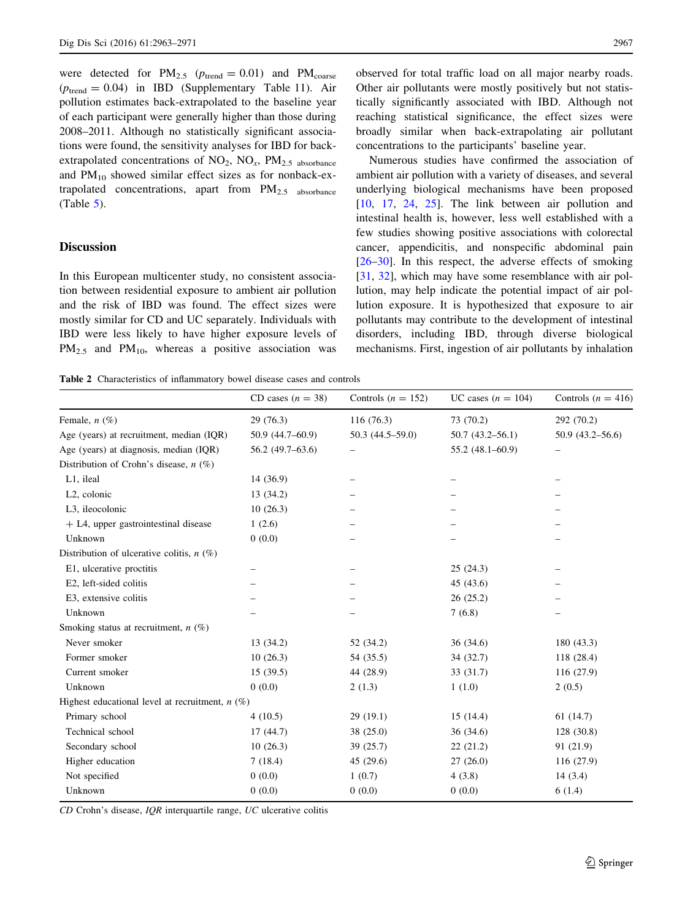were detected for $PM_{2.5}$ ($p_{trend} = 0.01$) and $PM_{coarse}$ ($p_{trend} = 0.04$) in IBD (Supplementary Table 11). Air pollution estimates back-extrapolated to the baseline year of each participant were generally higher than those during 2008–2011. Although no statistically significant associations were found, the sensitivity analyses for IBD for back-extrapolated concentrations of $NO_2$, $NO_x$, $PM_{2.5\ absorbance}$ and $PM_{10}$ showed similar effect sizes as for nonback-extrapolated concentrations, apart from $PM_{2.5\ absorbance}$ (Table 5).

## Discussion

In this European multicenter study, no consistent association between residential exposure to ambient air pollution and the risk of IBD was found. The effect sizes were mostly similar for CD and UC separately. Individuals with IBD were less likely to have higher exposure levels of $PM_{2.5}$ and $PM_{10}$, whereas a positive association was observed for total traffic load on all major nearby roads. Other air pollutants were mostly positively but not statistically significantly associated with IBD. Although not reaching statistical significance, the effect sizes were broadly similar when back-extrapolating air pollutant concentrations to the participants' baseline year.

Numerous studies have confirmed the association of ambient air pollution with a variety of diseases, and several underlying biological mechanisms have been proposed [10, 17, 24, 25]. The link between air pollution and intestinal health is, however, less well established with a few studies showing positive associations with colorectal cancer, appendicitis, and nonspecific abdominal pain [26–30]. In this respect, the adverse effects of smoking [31, 32], which may have some resemblance with air pollution, may help indicate the potential impact of air pollution exposure. It is hypothesized that exposure to air pollutants may contribute to the development of intestinal disorders, including IBD, through diverse biological mechanisms. First, ingestion of air pollutants by inhalation

Table 2 Characteristics of inflammatory bowel disease cases and controls

| | CD cases ($n = 38$) | Controls ($n = 152$) | UC cases ($n = 104$) | Controls ($n = 416$) |
|---|---|---|---|---|
| Female, *n* (%) | 29 (76.3) | 116 (76.3) | 73 (70.2) | 292 (70.2) |
| Age (years) at recruitment, median (IQR) | 50.9 (44.7–60.9) | 50.3 (44.5–59.0) | 50.7 (43.2–56.1) | 50.9 (43.2–56.6) |
| Age (years) at diagnosis, median (IQR) | 56.2 (49.7–63.6) | – | 55.2 (48.1–60.9) | – |
| Distribution of Crohn's disease, *n* (%) | | | | |
| L1, ileal | 14 (36.9) | – | – | – |
| L2, colonic | 13 (34.2) | – | – | – |
| L3, ileocolonic | 10 (26.3) | – | – | – |
| + L4, upper gastrointestinal disease | 1 (2.6) | – | – | – |
| Unknown | 0 (0.0) | – | – | – |
| Distribution of ulcerative colitis, *n* (%) | | | | |
| E1, ulcerative proctitis | – | – | 25 (24.3) | – |
| E2, left-sided colitis | – | – | 45 (43.6) | – |
| E3, extensive colitis | – | – | 26 (25.2) | – |
| Unknown | – | – | 7 (6.8) | – |
| Smoking status at recruitment, *n* (%) | | | | |
| Never smoker | 13 (34.2) | 52 (34.2) | 36 (34.6) | 180 (43.3) |
| Former smoker | 10 (26.3) | 54 (35.5) | 34 (32.7) | 118 (28.4) |
| Current smoker | 15 (39.5) | 44 (28.9) | 33 (31.7) | 116 (27.9) |
| Unknown | 0 (0.0) | 2 (1.3) | 1 (1.0) | 2 (0.5) |
| Highest educational level at recruitment, *n* (%) | | | | |
| Primary school | 4 (10.5) | 29 (19.1) | 15 (14.4) | 61 (14.7) |
| Technical school | 17 (44.7) | 38 (25.0) | 36 (34.6) | 128 (30.8) |
| Secondary school | 10 (26.3) | 39 (25.7) | 22 (21.2) | 91 (21.9) |
| Higher education | 7 (18.4) | 45 (29.6) | 27 (26.0) | 116 (27.9) |
| Not specified | 0 (0.0) | 1 (0.7) | 4 (3.8) | 14 (3.4) |
| Unknown | 0 (0.0) | 0 (0.0) | 0 (0.0) | 6 (1.4) |

*CD* Crohn's disease, *IQR* interquartile range, *UC* ulcerative colitis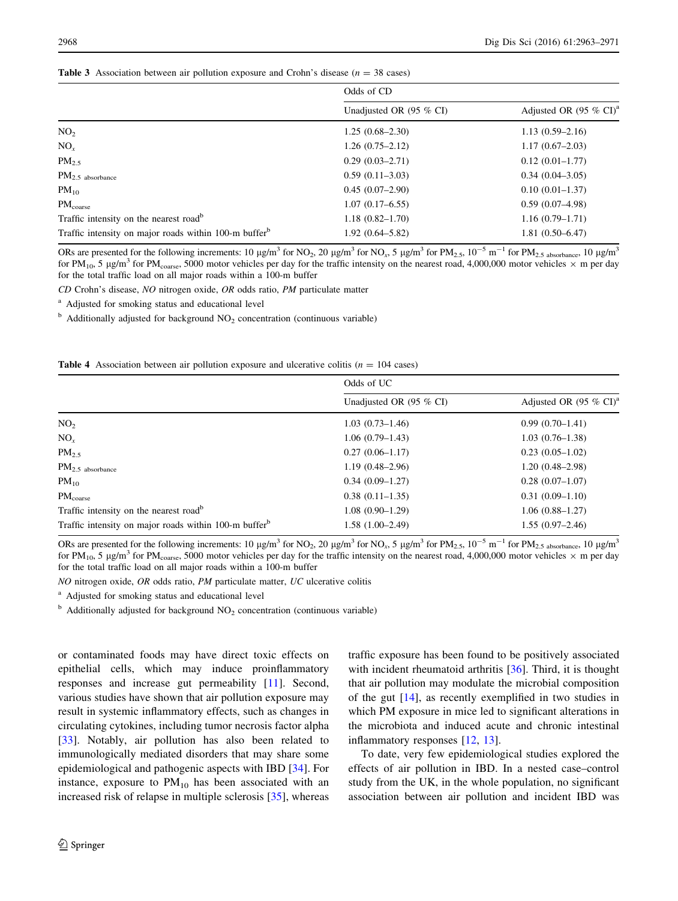**Table 3** Association between air pollution exposure and Crohn's disease ($n = 38$ cases)

| | Odds of CD | |
|---|---|---|
| | Unadjusted OR (95 % CI) | Adjusted OR (95 % CI)[a] |
| $NO_2$ | 1.25 (0.68–2.30) | 1.13 (0.59–2.16) |
| $NO_x$ | 1.26 (0.75–2.12) | 1.17 (0.67–2.03) |
| $PM_{2.5}$ | 0.29 (0.03–2.71) | 0.12 (0.01–1.77) |
| $PM_{2.5\ absorbance}$ | 0.59 (0.11–3.03) | 0.34 (0.04–3.05) |
| $PM_{10}$ | 0.45 (0.07–2.90) | 0.10 (0.01–1.37) |
| $PM_{coarse}$ | 1.07 (0.17–6.55) | 0.59 (0.07–4.98) |
| Traffic intensity on the nearest road[b] | 1.18 (0.82–1.70) | 1.16 (0.79–1.71) |
| Traffic intensity on major roads within 100-m buffer[b] | 1.92 (0.64–5.82) | 1.81 (0.50–6.47) |

ORs are presented for the following increments: 10 μg/m$^3$ for $NO_2$, 20 μg/m$^3$ for $NO_x$, 5 μg/m$^3$ for $PM_{2.5}$, $10^{-5}$ m$^{-1}$ for $PM_{2.5\ absorbance}$, 10 μg/m$^3$ for $PM_{10}$, 5 μg/m$^3$ for $PM_{coarse}$, 5000 motor vehicles per day for the traffic intensity on the nearest road, 4,000,000 motor vehicles × m per day for the total traffic load on all major roads within a 100-m buffer

*CD* Crohn's disease, *NO* nitrogen oxide, *OR* odds ratio, *PM* particulate matter

[a] Adjusted for smoking status and educational level

[b] Additionally adjusted for background $NO_2$ concentration (continuous variable)

**Table 4** Association between air pollution exposure and ulcerative colitis ($n = 104$ cases)

| | Odds of UC | |
|---|---|---|
| | Unadjusted OR (95 % CI) | Adjusted OR (95 % CI)[a] |
| $NO_2$ | 1.03 (0.73–1.46) | 0.99 (0.70–1.41) |
| $NO_x$ | 1.06 (0.79–1.43) | 1.03 (0.76–1.38) |
| $PM_{2.5}$ | 0.27 (0.06–1.17) | 0.23 (0.05–1.02) |
| $PM_{2.5\ absorbance}$ | 1.19 (0.48–2.96) | 1.20 (0.48–2.98) |
| $PM_{10}$ | 0.34 (0.09–1.27) | 0.28 (0.07–1.07) |
| $PM_{coarse}$ | 0.38 (0.11–1.35) | 0.31 (0.09–1.10) |
| Traffic intensity on the nearest road[b] | 1.08 (0.90–1.29) | 1.06 (0.88–1.27) |
| Traffic intensity on major roads within 100-m buffer[b] | 1.58 (1.00–2.49) | 1.55 (0.97–2.46) |

ORs are presented for the following increments: 10 μg/m$^3$ for $NO_2$, 20 μg/m$^3$ for $NO_x$, 5 μg/m$^3$ for $PM_{2.5}$, $10^{-5}$ m$^{-1}$ for $PM_{2.5\ absorbance}$, 10 μg/m$^3$ for $PM_{10}$, 5 μg/m$^3$ for $PM_{coarse}$, 5000 motor vehicles per day for the traffic intensity on the nearest road, 4,000,000 motor vehicles × m per day for the total traffic load on all major roads within a 100-m buffer

*NO* nitrogen oxide, *OR* odds ratio, *PM* particulate matter, *UC* ulcerative colitis

[a] Adjusted for smoking status and educational level

[b] Additionally adjusted for background $NO_2$ concentration (continuous variable)

or contaminated foods may have direct toxic effects on epithelial cells, which may induce proinflammatory responses and increase gut permeability [11]. Second, various studies have shown that air pollution exposure may result in systemic inflammatory effects, such as changes in circulating cytokines, including tumor necrosis factor alpha [33]. Notably, air pollution has also been related to immunologically mediated disorders that may share some epidemiological and pathogenic aspects with IBD [34]. For instance, exposure to $PM_{10}$ has been associated with an increased risk of relapse in multiple sclerosis [35], whereas traffic exposure has been found to be positively associated with incident rheumatoid arthritis [36]. Third, it is thought that air pollution may modulate the microbial composition of the gut [14], as recently exemplified in two studies in which PM exposure in mice led to significant alterations in the microbiota and induced acute and chronic intestinal inflammatory responses [12, 13].

To date, very few epidemiological studies explored the effects of air pollution in IBD. In a nested case–control study from the UK, in the whole population, no significant association between air pollution and incident IBD was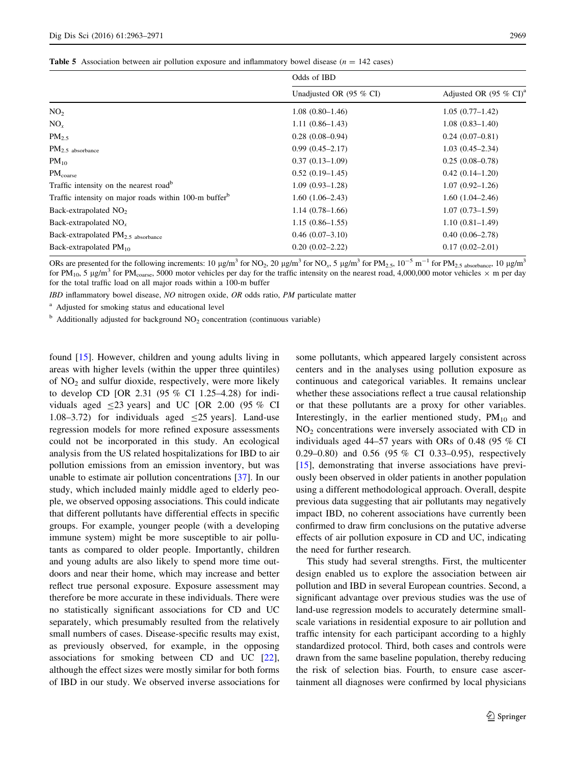**Table 5** Association between air pollution exposure and inflammatory bowel disease ($n$ = 142 cases)

| | Odds of IBD | |
|---|---|---|
| | Unadjusted OR (95 % CI) | Adjusted OR (95 % CI)[a] |
| $NO_2$ | 1.08 (0.80–1.46) | 1.05 (0.77–1.42) |
| $NO_x$ | 1.11 (0.86–1.43) | 1.08 (0.83–1.40) |
| $PM_{2.5}$ | 0.28 (0.08–0.94) | 0.24 (0.07–0.81) |
| $PM_{2.5\ absorbance}$ | 0.99 (0.45–2.17) | 1.03 (0.45–2.34) |
| $PM_{10}$ | 0.37 (0.13–1.09) | 0.25 (0.08–0.78) |
| $PM_{coarse}$ | 0.52 (0.19–1.45) | 0.42 (0.14–1.20) |
| Traffic intensity on the nearest road[b] | 1.09 (0.93–1.28) | 1.07 (0.92–1.26) |
| Traffic intensity on major roads within 100-m buffer[b] | 1.60 (1.06–2.43) | 1.60 (1.04–2.46) |
| Back-extrapolated $NO_2$ | 1.14 (0.78–1.66) | 1.07 (0.73–1.59) |
| Back-extrapolated $NO_x$ | 1.15 (0.86–1.55) | 1.10 (0.81–1.49) |
| Back-extrapolated $PM_{2.5\ absorbance}$ | 0.46 (0.07–3.10) | 0.40 (0.06–2.78) |
| Back-extrapolated $PM_{10}$ | 0.20 (0.02–2.22) | 0.17 (0.02–2.01) |

ORs are presented for the following increments: 10 μg/m$^3$ for $NO_2$, 20 μg/m$^3$ for $NO_x$, 5 μg/m$^3$ for $PM_{2.5}$, $10^{-5}$ m$^{-1}$ for $PM_{2.5\ absorbance}$, 10 μg/m$^3$ for $PM_{10}$, 5 μg/m$^3$ for $PM_{coarse}$, 5000 motor vehicles per day for the traffic intensity on the nearest road, 4,000,000 motor vehicles × m per day for the total traffic load on all major roads within a 100-m buffer

*IBD* inflammatory bowel disease, *NO* nitrogen oxide, *OR* odds ratio, *PM* particulate matter

[a] Adjusted for smoking status and educational level

[b] Additionally adjusted for background $NO_2$ concentration (continuous variable)

found [15]. However, children and young adults living in areas with higher levels (within the upper three quintiles) of $NO_2$ and sulfur dioxide, respectively, were more likely to develop CD [OR 2.31 (95 % CI 1.25–4.28) for individuals aged ≤23 years] and UC [OR 2.00 (95 % CI 1.08–3.72) for individuals aged ≤25 years]. Land-use regression models for more refined exposure assessments could not be incorporated in this study. An ecological analysis from the US related hospitalizations for IBD to air pollution emissions from an emission inventory, but was unable to estimate air pollution concentrations [37]. In our study, which included mainly middle aged to elderly people, we observed opposing associations. This could indicate that different pollutants have differential effects in specific groups. For example, younger people (with a developing immune system) might be more susceptible to air pollutants as compared to older people. Importantly, children and young adults are also likely to spend more time outdoors and near their home, which may increase and better reflect true personal exposure. Exposure assessment may therefore be more accurate in these individuals. There were no statistically significant associations for CD and UC separately, which presumably resulted from the relatively small numbers of cases. Disease-specific results may exist, as previously observed, for example, in the opposing associations for smoking between CD and UC [22], although the effect sizes were mostly similar for both forms of IBD in our study. We observed inverse associations for some pollutants, which appeared largely consistent across centers and in the analyses using pollution exposure as continuous and categorical variables. It remains unclear whether these associations reflect a true causal relationship or that these pollutants are a proxy for other variables. Interestingly, in the earlier mentioned study, $PM_{10}$ and $NO_2$ concentrations were inversely associated with CD in individuals aged 44–57 years with ORs of 0.48 (95 % CI 0.29–0.80) and 0.56 (95 % CI 0.33–0.95), respectively [15], demonstrating that inverse associations have previously been observed in older patients in another population using a different methodological approach. Overall, despite previous data suggesting that air pollutants may negatively impact IBD, no coherent associations have currently been confirmed to draw firm conclusions on the putative adverse effects of air pollution exposure in CD and UC, indicating the need for further research.

This study had several strengths. First, the multicenter design enabled us to explore the association between air pollution and IBD in several European countries. Second, a significant advantage over previous studies was the use of land-use regression models to accurately determine small-scale variations in residential exposure to air pollution and traffic intensity for each participant according to a highly standardized protocol. Third, both cases and controls were drawn from the same baseline population, thereby reducing the risk of selection bias. Fourth, to ensure case ascertainment all diagnoses were confirmed by local physicians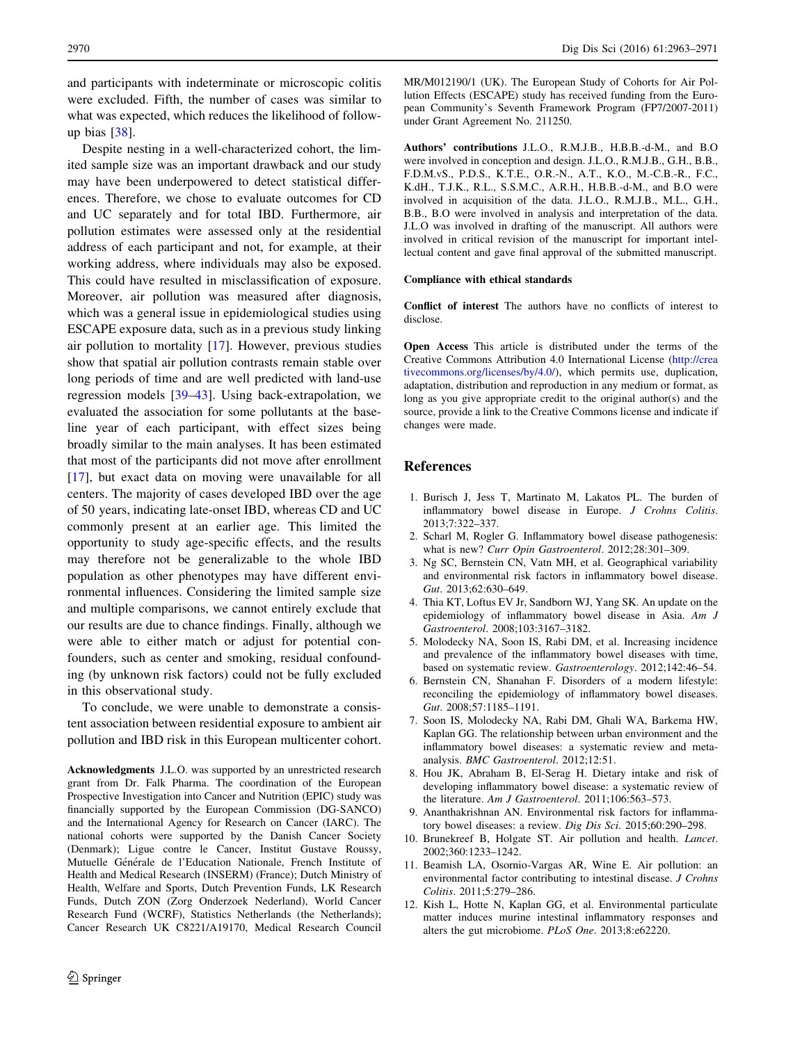and participants with indeterminate or microscopic colitis were excluded. Fifth, the number of cases was similar to what was expected, which reduces the likelihood of follow-up bias [38].

Despite nesting in a well-characterized cohort, the limited sample size was an important drawback and our study may have been underpowered to detect statistical differences. Therefore, we chose to evaluate outcomes for CD and UC separately and for total IBD. Furthermore, air pollution estimates were assessed only at the residential address of each participant and not, for example, at their working address, where individuals may also be exposed. This could have resulted in misclassification of exposure. Moreover, air pollution was measured after diagnosis, which was a general issue in epidemiological studies using ESCAPE exposure data, such as in a previous study linking air pollution to mortality [17]. However, previous studies show that spatial air pollution contrasts remain stable over long periods of time and are well predicted with land-use regression models [39–43]. Using back-extrapolation, we evaluated the association for some pollutants at the baseline year of each participant, with effect sizes being broadly similar to the main analyses. It has been estimated that most of the participants did not move after enrollment [17], but exact data on moving were unavailable for all centers. The majority of cases developed IBD over the age of 50 years, indicating late-onset IBD, whereas CD and UC commonly present at an earlier age. This limited the opportunity to study age-specific effects, and the results may therefore not be generalizable to the whole IBD population as other phenotypes may have different environmental influences. Considering the limited sample size and multiple comparisons, we cannot entirely exclude that our results are due to chance findings. Finally, although we were able to either match or adjust for potential confounders, such as center and smoking, residual confounding (by unknown risk factors) could not be fully excluded in this observational study.

To conclude, we were unable to demonstrate a consistent association between residential exposure to ambient air pollution and IBD risk in this European multicenter cohort.

**Acknowledgments** J.L.O. was supported by an unrestricted research grant from Dr. Falk Pharma. The coordination of the European Prospective Investigation into Cancer and Nutrition (EPIC) study was financially supported by the European Commission (DG-SANCO) and the International Agency for Research on Cancer (IARC). The national cohorts were supported by the Danish Cancer Society (Denmark); Ligue contre le Cancer, Institut Gustave Roussy, Mutuelle Générale de l'Education Nationale, French Institute of Health and Medical Research (INSERM) (France); Dutch Ministry of Health, Welfare and Sports, Dutch Prevention Funds, LK Research Funds, Dutch ZON (Zorg Onderzoek Nederland), World Cancer Research Fund (WCRF), Statistics Netherlands (the Netherlands); Cancer Research UK C8221/A19170, Medical Research Council MR/M012190/1 (UK). The European Study of Cohorts for Air Pollution Effects (ESCAPE) study has received funding from the European Community's Seventh Framework Program (FP7/2007-2011) under Grant Agreement No. 211250.

**Authors' contributions** J.L.O., R.M.J.B., H.B.B.-d-M., and B.O were involved in conception and design. J.L.O., R.M.J.B., G.H., B.B., F.D.M.vS., P.D.S., K.T.E., O.R.-N., A.T., K.O., M.-C.B.-R., F.C., K.dH., T.J.K., R.L., S.S.M.C., A.R.H., H.B.B.-d-M., and B.O were involved in acquisition of the data. J.L.O., R.M.J.B., M.L., G.H., B.B., B.O were involved in analysis and interpretation of the data. J.L.O was involved in drafting of the manuscript. All authors were involved in critical revision of the manuscript for important intellectual content and gave final approval of the submitted manuscript.

**Compliance with ethical standards**

**Conflict of interest** The authors have no conflicts of interest to disclose.

**Open Access** This article is distributed under the terms of the Creative Commons Attribution 4.0 International License (http://creativecommons.org/licenses/by/4.0/), which permits use, duplication, adaptation, distribution and reproduction in any medium or format, as long as you give appropriate credit to the original author(s) and the source, provide a link to the Creative Commons license and indicate if changes were made.

## References

1. Burisch J, Jess T, Martinato M, Lakatos PL. The burden of inflammatory bowel disease in Europe. *J Crohns Colitis*. 2013;7:322–337.
2. Scharl M, Rogler G. Inflammatory bowel disease pathogenesis: what is new? *Curr Opin Gastroenterol*. 2012;28:301–309.
3. Ng SC, Bernstein CN, Vatn MH, et al. Geographical variability and environmental risk factors in inflammatory bowel disease. *Gut*. 2013;62:630–649.
4. Thia KT, Loftus EV Jr, Sandborn WJ, Yang SK. An update on the epidemiology of inflammatory bowel disease in Asia. *Am J Gastroenterol*. 2008;103:3167–3182.
5. Molodecky NA, Soon IS, Rabi DM, et al. Increasing incidence and prevalence of the inflammatory bowel diseases with time, based on systematic review. *Gastroenterology*. 2012;142:46–54.
6. Bernstein CN, Shanahan F. Disorders of a modern lifestyle: reconciling the epidemiology of inflammatory bowel diseases. *Gut*. 2008;57:1185–1191.
7. Soon IS, Molodecky NA, Rabi DM, Ghali WA, Barkema HW, Kaplan GG. The relationship between urban environment and the inflammatory bowel diseases: a systematic review and meta-analysis. *BMC Gastroenterol*. 2012;12:51.
8. Hou JK, Abraham B, El-Serag H. Dietary intake and risk of developing inflammatory bowel disease: a systematic review of the literature. *Am J Gastroenterol*. 2011;106:563–573.
9. Ananthakrishnan AN. Environmental risk factors for inflammatory bowel diseases: a review. *Dig Dis Sci*. 2015;60:290–298.
10. Brunekreef B, Holgate ST. Air pollution and health. *Lancet*. 2002;360:1233–1242.
11. Beamish LA, Osornio-Vargas AR, Wine E. Air pollution: an environmental factor contributing to intestinal disease. *J Crohns Colitis*. 2011;5:279–286.
12. Kish L, Hotte N, Kaplan GG, et al. Environmental particulate matter induces murine intestinal inflammatory responses and alters the gut microbiome. *PLoS One*. 2013;8:e62220.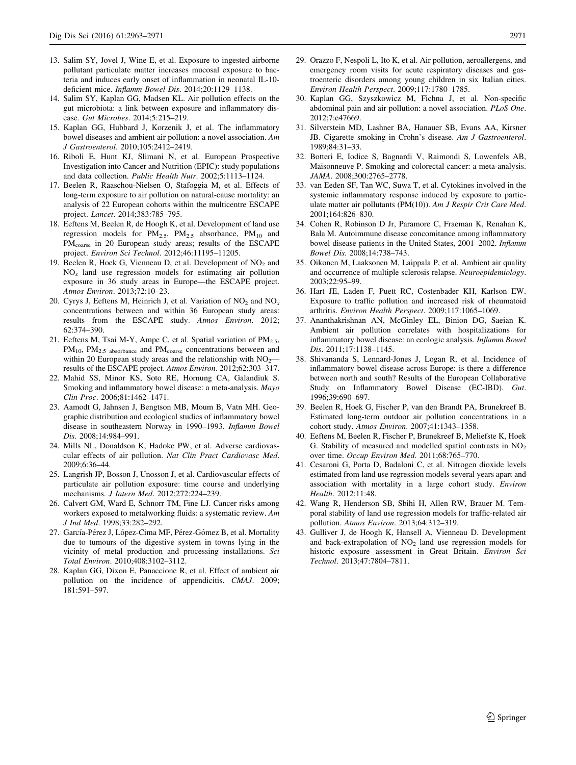13. Salim SY, Jovel J, Wine E, et al. Exposure to ingested airborne pollutant particulate matter increases mucosal exposure to bacteria and induces early onset of inflammation in neonatal IL-10-deficient mice. *Inflamm Bowel Dis*. 2014;20:1129–1138.
14. Salim SY, Kaplan GG, Madsen KL. Air pollution effects on the gut microbiota: a link between exposure and inflammatory disease. *Gut Microbes*. 2014;5:215–219.
15. Kaplan GG, Hubbard J, Korzenik J, et al. The inflammatory bowel diseases and ambient air pollution: a novel association. *Am J Gastroenterol*. 2010;105:2412–2419.
16. Riboli E, Hunt KJ, Slimani N, et al. European Prospective Investigation into Cancer and Nutrition (EPIC): study populations and data collection. *Public Health Nutr*. 2002;5:1113–1124.
17. Beelen R, Raaschou-Nielsen O, Stafoggia M, et al. Effects of long-term exposure to air pollution on natural-cause mortality: an analysis of 22 European cohorts within the multicentre ESCAPE project. *Lancet*. 2014;383:785–795.
18. Eeftens M, Beelen R, de Hoogh K, et al. Development of land use regression models for $PM_{2.5}$, $PM_{2.5}$ absorbance, $PM_{10}$ and $PM_{coarse}$ in 20 European study areas; results of the ESCAPE project. *Environ Sci Technol*. 2012;46:11195–11205.
19. Beelen R, Hoek G, Vienneau D, et al. Development of $NO_2$ and $NO_x$ land use regression models for estimating air pollution exposure in 36 study areas in Europe—the ESCAPE project. *Atmos Environ*. 2013;72:10–23.
20. Cyrys J, Eeftens M, Heinrich J, et al. Variation of $NO_2$ and $NO_x$ concentrations between and within 36 European study areas: results from the ESCAPE study. *Atmos Environ*. 2012; 62:374–390.
21. Eeftens M, Tsai M-Y, Ampe C, et al. Spatial variation of $PM_{2.5}$, $PM_{10}$, $PM_{2.5\ absorbance}$ and $PM_{coarse}$ concentrations between and within 20 European study areas and the relationship with $NO_2$—results of the ESCAPE project. *Atmos Environ*. 2012;62:303–317.
22. Mahid SS, Minor KS, Soto RE, Hornung CA, Galandiuk S. Smoking and inflammatory bowel disease: a meta-analysis. *Mayo Clin Proc*. 2006;81:1462–1471.
23. Aamodt G, Jahnsen J, Bengtson MB, Moum B, Vatn MH. Geographic distribution and ecological studies of inflammatory bowel disease in southeastern Norway in 1990–1993. *Inflamm Bowel Dis*. 2008;14:984–991.
24. Mills NL, Donaldson K, Hadoke PW, et al. Adverse cardiovascular effects of air pollution. *Nat Clin Pract Cardiovasc Med*. 2009;6:36–44.
25. Langrish JP, Bosson J, Unosson J, et al. Cardiovascular effects of particulate air pollution exposure: time course and underlying mechanisms. *J Intern Med*. 2012;272:224–239.
26. Calvert GM, Ward E, Schnorr TM, Fine LJ. Cancer risks among workers exposed to metalworking fluids: a systematic review. *Am J Ind Med*. 1998;33:282–292.
27. García-Pérez J, López-Cima MF, Pérez-Gómez B, et al. Mortality due to tumours of the digestive system in towns lying in the vicinity of metal production and processing installations. *Sci Total Environ*. 2010;408:3102–3112.
28. Kaplan GG, Dixon E, Panaccione R, et al. Effect of ambient air pollution on the incidence of appendicitis. *CMAJ*. 2009; 181:591–597.
29. Orazzo F, Nespoli L, Ito K, et al. Air pollution, aeroallergens, and emergency room visits for acute respiratory diseases and gastroenteric disorders among young children in six Italian cities. *Environ Health Perspect*. 2009;117:1780–1785.
30. Kaplan GG, Szyszkowicz M, Fichna J, et al. Non-specific abdominal pain and air pollution: a novel association. *PLoS One*. 2012;7:e47669.
31. Silverstein MD, Lashner BA, Hanauer SB, Evans AA, Kirsner JB. Cigarette smoking in Crohn's disease. *Am J Gastroenterol*. 1989;84:31–33.
32. Botteri E, Iodice S, Bagnardi V, Raimondi S, Lowenfels AB, Maisonneuve P. Smoking and colorectal cancer: a meta-analysis. *JAMA*. 2008;300:2765–2778.
33. van Eeden SF, Tan WC, Suwa T, et al. Cytokines involved in the systemic inflammatory response induced by exposure to particulate matter air pollutants (PM(10)). *Am J Respir Crit Care Med*. 2001;164:826–830.
34. Cohen R, Robinson D Jr, Paramore C, Fraeman K, Renahan K, Bala M. Autoimmune disease concomitance among inflammatory bowel disease patients in the United States, 2001–2002. *Inflamm Bowel Dis*. 2008;14:738–743.
35. Oikonen M, Laaksonen M, Laippala P, et al. Ambient air quality and occurrence of multiple sclerosis relapse. *Neuroepidemiology*. 2003;22:95–99.
36. Hart JE, Laden F, Puett RC, Costenbader KH, Karlson EW. Exposure to traffic pollution and increased risk of rheumatoid arthritis. *Environ Health Perspect*. 2009;117:1065–1069.
37. Ananthakrishnan AN, McGinley EL, Binion DG, Saeian K. Ambient air pollution correlates with hospitalizations for inflammatory bowel disease: an ecologic analysis. *Inflamm Bowel Dis*. 2011;17:1138–1145.
38. Shivananda S, Lennard-Jones J, Logan R, et al. Incidence of inflammatory bowel disease across Europe: is there a difference between north and south? Results of the European Collaborative Study on Inflammatory Bowel Disease (EC-IBD). *Gut*. 1996;39:690–697.
39. Beelen R, Hoek G, Fischer P, van den Brandt PA, Brunekreef B. Estimated long-term outdoor air pollution concentrations in a cohort study. *Atmos Environ*. 2007;41:1343–1358.
40. Eeftens M, Beelen R, Fischer P, Brunekreef B, Meliefste K, Hoek G. Stability of measured and modelled spatial contrasts in $NO_2$ over time. *Occup Environ Med*. 2011;68:765–770.
41. Cesaroni G, Porta D, Badaloni C, et al. Nitrogen dioxide levels estimated from land use regression models several years apart and association with mortality in a large cohort study. *Environ Health*. 2012;11:48.
42. Wang R, Henderson SB, Sbihi H, Allen RW, Brauer M. Temporal stability of land use regression models for traffic-related air pollution. *Atmos Environ*. 2013;64:312–319.
43. Gulliver J, de Hoogh K, Hansell A, Vienneau D. Development and back-extrapolation of $NO_2$ land use regression models for historic exposure assessment in Great Britain. *Environ Sci Technol*. 2013;47:7804–7811.